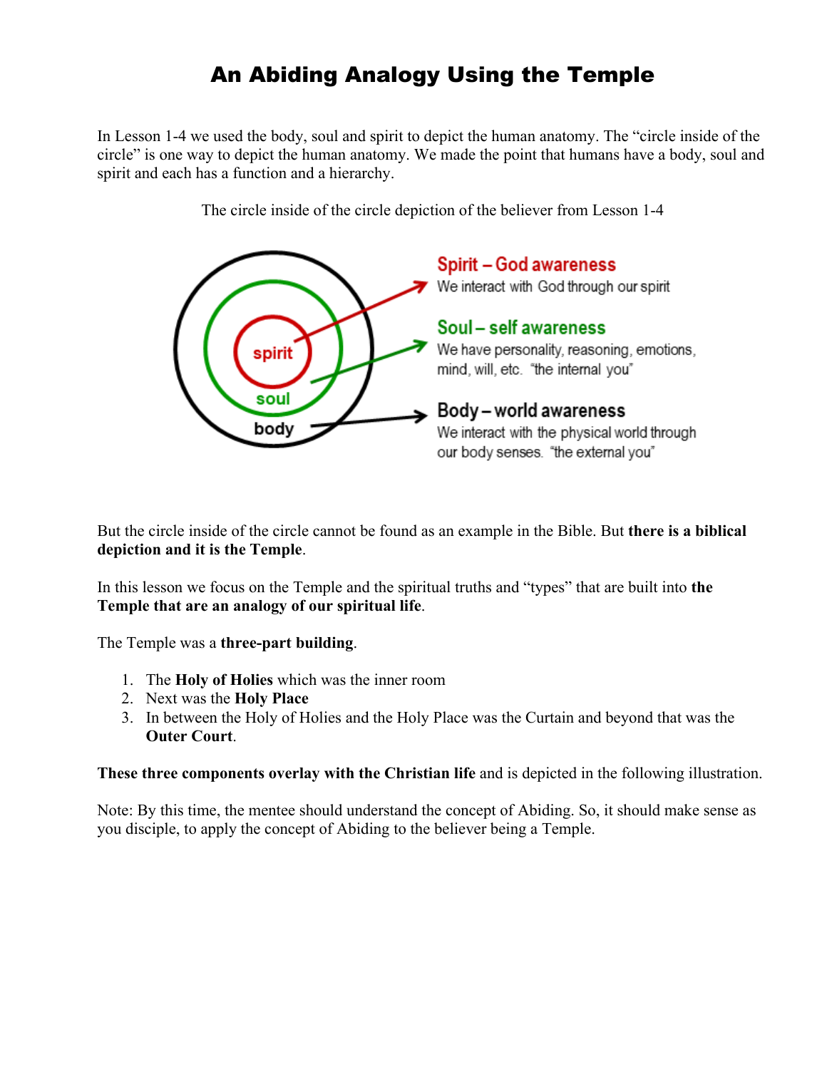# An Abiding Analogy Using the Temple

In Lesson 1-4 we used the body, soul and spirit to depict the human anatomy. The "circle inside of the circle" is one way to depict the human anatomy. We made the point that humans have a body, soul and spirit and each has a function and a hierarchy.

The circle inside of the circle depiction of the believer from Lesson 1-4

spirit
soul
body

**Spirit – God awareness**
We interact with God through our spirit

**Soul – self awareness**
We have personality, reasoning, emotions, mind, will, etc. "the internal you"

**Body – world awareness**
We interact with the physical world through our body senses. "the external you"

But the circle inside of the circle cannot be found as an example in the Bible. But **there is a biblical depiction and it is the Temple**.

In this lesson we focus on the Temple and the spiritual truths and "types" that are built into **the Temple that are an analogy of our spiritual life**.

The Temple was a **three-part building**.

1. The **Holy of Holies** which was the inner room
2. Next was the **Holy Place**
3. In between the Holy of Holies and the Holy Place was the Curtain and beyond that was the **Outer Court**.

**These three components overlay with the Christian life** and is depicted in the following illustration.

Note: By this time, the mentee should understand the concept of Abiding. So, it should make sense as you disciple, to apply the concept of Abiding to the believer being a Temple.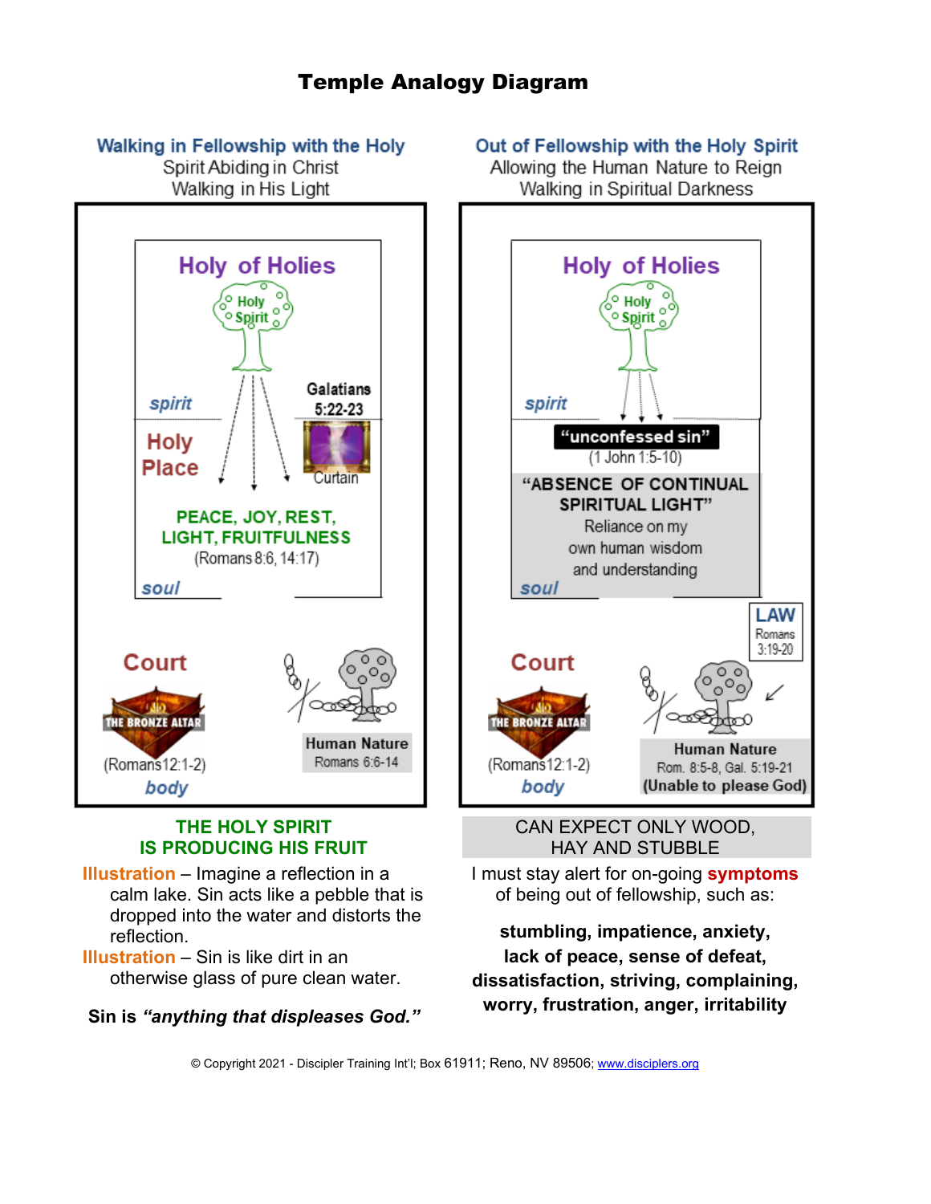# Temple Analogy Diagram

**Walking in Fellowship with the Holy**
Spirit Abiding in Christ
Walking in His Light

Holy of Holies

Holy Spirit

spirit

Galatians 5:22-23

Holy Place

Curtain

**PEACE, JOY, REST, LIGHT, FRUITFULNESS**
(Romans 8:6, 14:17)

soul

Court

THE BRONZE ALTAR

(Romans12:1-2)

body

**Human Nature**
Romans 6:6-14

**THE HOLY SPIRIT IS PRODUCING HIS FRUIT**

**Illustration** – Imagine a reflection in a calm lake. Sin acts like a pebble that is dropped into the water and distorts the reflection.

**Illustration** – Sin is like dirt in an otherwise glass of pure clean water.

**Sin is *"anything that displeases God."***

**Out of Fellowship with the Holy Spirit**
Allowing the Human Nature to Reign
Walking in Spiritual Darkness

Holy of Holies

Holy Spirit

spirit

**"unconfessed sin"**
(1 John 1:5-10)

**"ABSENCE OF CONTINUAL SPIRITUAL LIGHT"**
Reliance on my own human wisdom and understanding

soul

**LAW**
Romans 3:19-20

Court

THE BRONZE ALTAR

(Romans12:1-2)

body

**Human Nature**
Rom. 8:5-8, Gal. 5:19-21
**(Unable to please God)**

CAN EXPECT ONLY WOOD, HAY AND STUBBLE

I must stay alert for on-going **symptoms** of being out of fellowship, such as:

**stumbling, impatience, anxiety, lack of peace, sense of defeat, dissatisfaction, striving, complaining, worry, frustration, anger, irritability**

© Copyright 2021 - Discipler Training Int'l; Box 61911; Reno, NV 89506; www.disciplers.org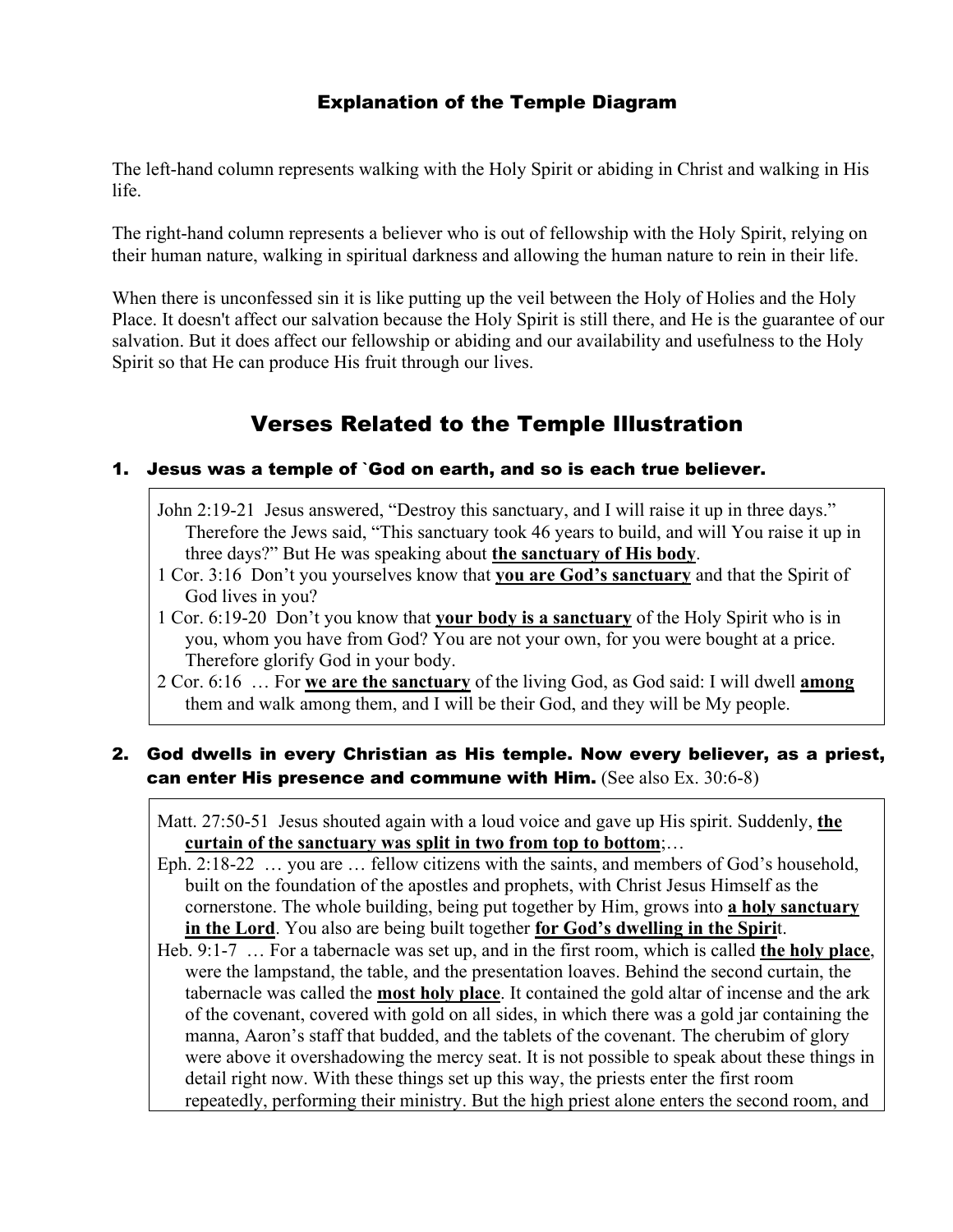## Explanation of the Temple Diagram

The left-hand column represents walking with the Holy Spirit or abiding in Christ and walking in His life.

The right-hand column represents a believer who is out of fellowship with the Holy Spirit, relying on their human nature, walking in spiritual darkness and allowing the human nature to rein in their life.

When there is unconfessed sin it is like putting up the veil between the Holy of Holies and the Holy Place. It doesn't affect our salvation because the Holy Spirit is still there, and He is the guarantee of our salvation. But it does affect our fellowship or abiding and our availability and usefulness to the Holy Spirit so that He can produce His fruit through our lives.

# Verses Related to the Temple Illustration

### 1. Jesus was a temple of `God on earth, and so is each true believer.

John 2:19-21 Jesus answered, "Destroy this sanctuary, and I will raise it up in three days." Therefore the Jews said, "This sanctuary took 46 years to build, and will You raise it up in three days?" But He was speaking about **<u>the sanctuary of His body</u>**.

1 Cor. 3:16 Don't you yourselves know that **<u>you are God's sanctuary</u>** and that the Spirit of God lives in you?

1 Cor. 6:19-20 Don't you know that **<u>your body is a sanctuary</u>** of the Holy Spirit who is in you, whom you have from God? You are not your own, for you were bought at a price. Therefore glorify God in your body.

2 Cor. 6:16 … For **<u>we are the sanctuary</u>** of the living God, as God said: I will dwell **<u>among</u>** them and walk among them, and I will be their God, and they will be My people.

### 2. God dwells in every Christian as His temple. Now every believer, as a priest, can enter His presence and commune with Him. (See also Ex. 30:6-8)

Matt. 27:50-51 Jesus shouted again with a loud voice and gave up His spirit. Suddenly, **<u>the curtain of the sanctuary was split in two from top to bottom</u>**;…

Eph. 2:18-22 … you are … fellow citizens with the saints, and members of God's household, built on the foundation of the apostles and prophets, with Christ Jesus Himself as the cornerstone. The whole building, being put together by Him, grows into **<u>a holy sanctuary in the Lord</u>**. You also are being built together **<u>for God's dwelling in the Spiri</u>**t.

Heb. 9:1-7 … For a tabernacle was set up, and in the first room, which is called **<u>the holy place</u>**, were the lampstand, the table, and the presentation loaves. Behind the second curtain, the tabernacle was called the **<u>most holy place</u>**. It contained the gold altar of incense and the ark of the covenant, covered with gold on all sides, in which there was a gold jar containing the manna, Aaron's staff that budded, and the tablets of the covenant. The cherubim of glory were above it overshadowing the mercy seat. It is not possible to speak about these things in detail right now. With these things set up this way, the priests enter the first room repeatedly, performing their ministry. But the high priest alone enters the second room, and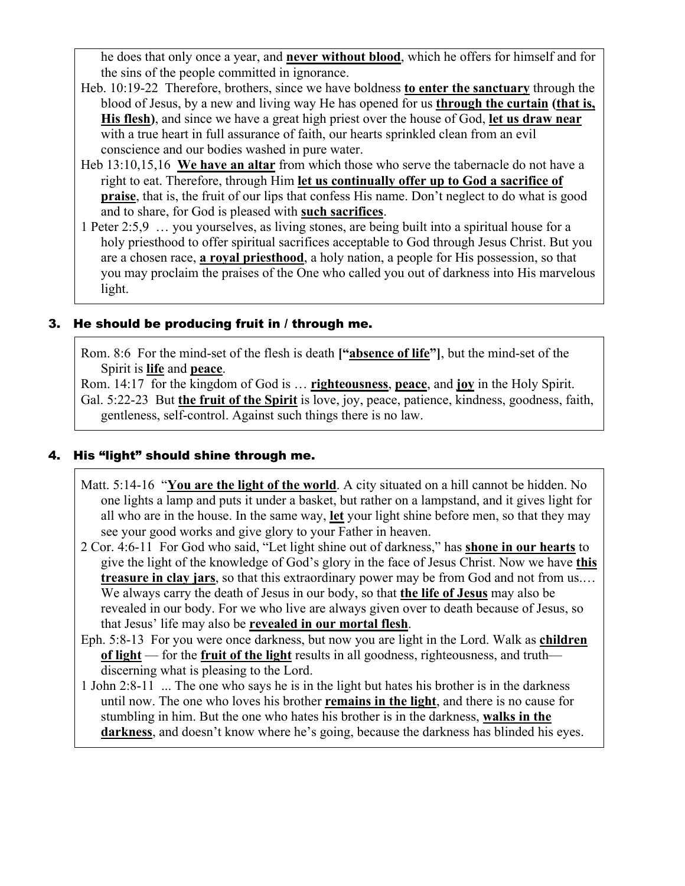he does that only once a year, and **never without blood**, which he offers for himself and for the sins of the people committed in ignorance.

Heb. 10:19-22 Therefore, brothers, since we have boldness **to enter the sanctuary** through the blood of Jesus, by a new and living way He has opened for us **through the curtain (that is, His flesh)**, and since we have a great high priest over the house of God, **let us draw near** with a true heart in full assurance of faith, our hearts sprinkled clean from an evil conscience and our bodies washed in pure water.

Heb 13:10,15,16 **We have an altar** from which those who serve the tabernacle do not have a right to eat. Therefore, through Him **let us continually offer up to God a sacrifice of praise**, that is, the fruit of our lips that confess His name. Don't neglect to do what is good and to share, for God is pleased with **such sacrifices**.

1 Peter 2:5,9 … you yourselves, as living stones, are being built into a spiritual house for a holy priesthood to offer spiritual sacrifices acceptable to God through Jesus Christ. But you are a chosen race, **a royal priesthood**, a holy nation, a people for His possession, so that you may proclaim the praises of the One who called you out of darkness into His marvelous light.

### 3. He should be producing fruit in / through me.

Rom. 8:6 For the mind-set of the flesh is death **["absence of life"]**, but the mind-set of the Spirit is **life** and **peace**.

Rom. 14:17 for the kingdom of God is … **righteousness**, **peace**, and **joy** in the Holy Spirit.

Gal. 5:22-23 But **the fruit of the Spirit** is love, joy, peace, patience, kindness, goodness, faith, gentleness, self-control. Against such things there is no law.

### 4. His "light" should shine through me.

Matt. 5:14-16 "**You are the light of the world**. A city situated on a hill cannot be hidden. No one lights a lamp and puts it under a basket, but rather on a lampstand, and it gives light for all who are in the house. In the same way, **let** your light shine before men, so that they may see your good works and give glory to your Father in heaven.

2 Cor. 4:6-11 For God who said, "Let light shine out of darkness," has **shone in our hearts** to give the light of the knowledge of God's glory in the face of Jesus Christ. Now we have **this treasure in clay jars**, so that this extraordinary power may be from God and not from us.… We always carry the death of Jesus in our body, so that **the life of Jesus** may also be revealed in our body. For we who live are always given over to death because of Jesus, so that Jesus' life may also be **revealed in our mortal flesh**.

Eph. 5:8-13 For you were once darkness, but now you are light in the Lord. Walk as **children of light** — for the **fruit of the light** results in all goodness, righteousness, and truth— discerning what is pleasing to the Lord.

1 John 2:8-11 ... The one who says he is in the light but hates his brother is in the darkness until now. The one who loves his brother **remains in the light**, and there is no cause for stumbling in him. But the one who hates his brother is in the darkness, **walks in the darkness**, and doesn't know where he's going, because the darkness has blinded his eyes.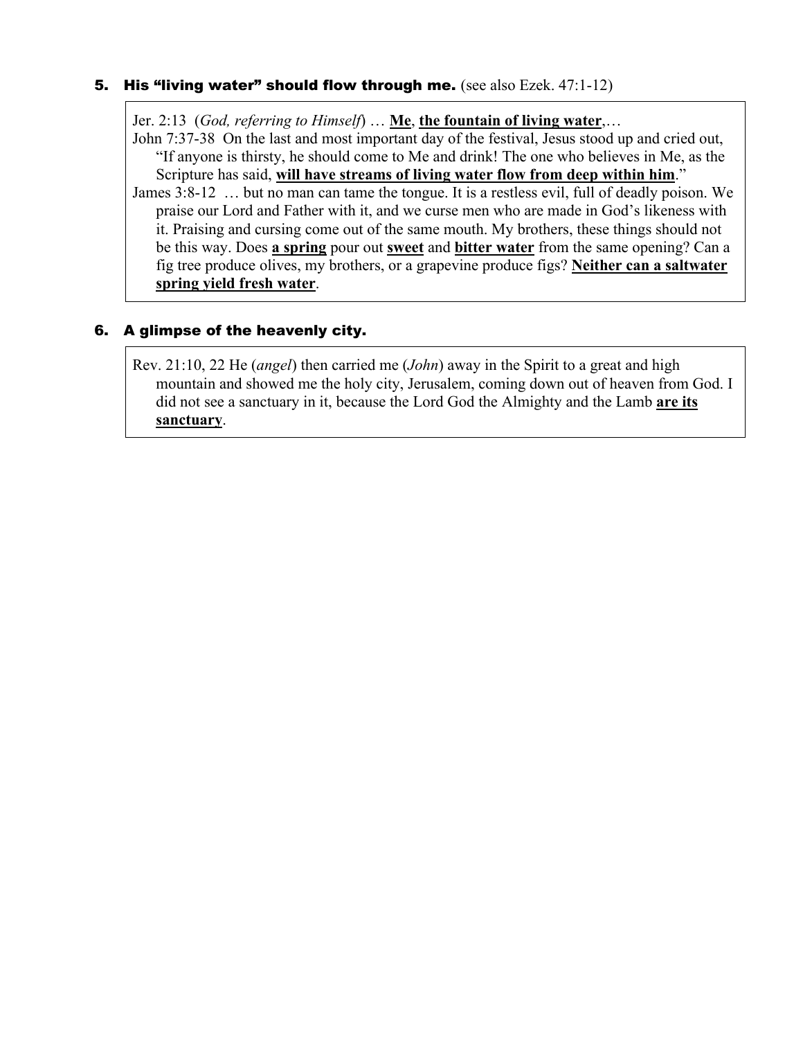### 5. His “living water” should flow through me. (see also Ezek. 47:1-12)

> Jer. 2:13 (*God, referring to Himself*) … **<u>Me</u>**, **<u>the fountain of living water</u>**,…
> John 7:37-38 On the last and most important day of the festival, Jesus stood up and cried out, “If anyone is thirsty, he should come to Me and drink! The one who believes in Me, as the Scripture has said, **<u>will have streams of living water flow from deep within him</u>**.”
> James 3:8-12 … but no man can tame the tongue. It is a restless evil, full of deadly poison. We praise our Lord and Father with it, and we curse men who are made in God’s likeness with it. Praising and cursing come out of the same mouth. My brothers, these things should not be this way. Does **<u>a spring</u>** pour out **<u>sweet</u>** and **<u>bitter water</u>** from the same opening? Can a fig tree produce olives, my brothers, or a grapevine produce figs? **<u>Neither can a saltwater spring yield fresh water</u>**.

### 6. A glimpse of the heavenly city.

> Rev. 21:10, 22 He (*angel*) then carried me (*John*) away in the Spirit to a great and high mountain and showed me the holy city, Jerusalem, coming down out of heaven from God. I did not see a sanctuary in it, because the Lord God the Almighty and the Lamb **<u>are its sanctuary</u>**.